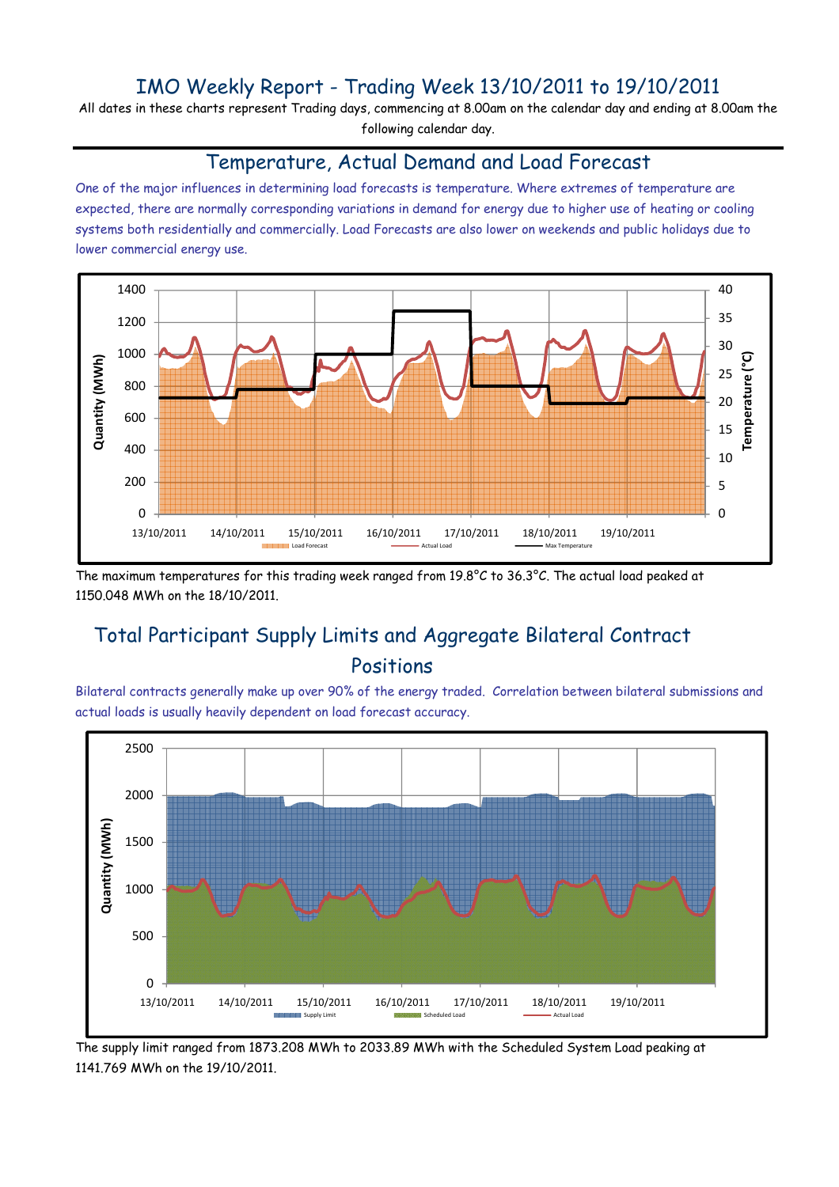# IMO Weekly Report - Trading Week 13/10/2011 to 19/10/2011

All dates in these charts represent Trading days, commencing at 8.00am on the calendar day and ending at 8.00am the following calendar day.

## Temperature, Actual Demand and Load Forecast

One of the major influences in determining load forecasts is temperature. Where extremes of temperature are expected, there are normally corresponding variations in demand for energy due to higher use of heating or cooling systems both residentially and commercially. Load Forecasts are also lower on weekends and public holidays due to lower commercial energy use.

The maximum temperatures for this trading week ranged from 19.8°C to 36.3°C. The actual load peaked at 1150.048 MWh on the 18/10/2011.

## Total Participant Supply Limits and Aggregate Bilateral Contract Positions

Bilateral contracts generally make up over 90% of the energy traded. Correlation between bilateral submissions and actual loads is usually heavily dependent on load forecast accuracy.

The supply limit ranged from 1873.208 MWh to 2033.89 MWh with the Scheduled System Load peaking at 1141.769 MWh on the 19/10/2011.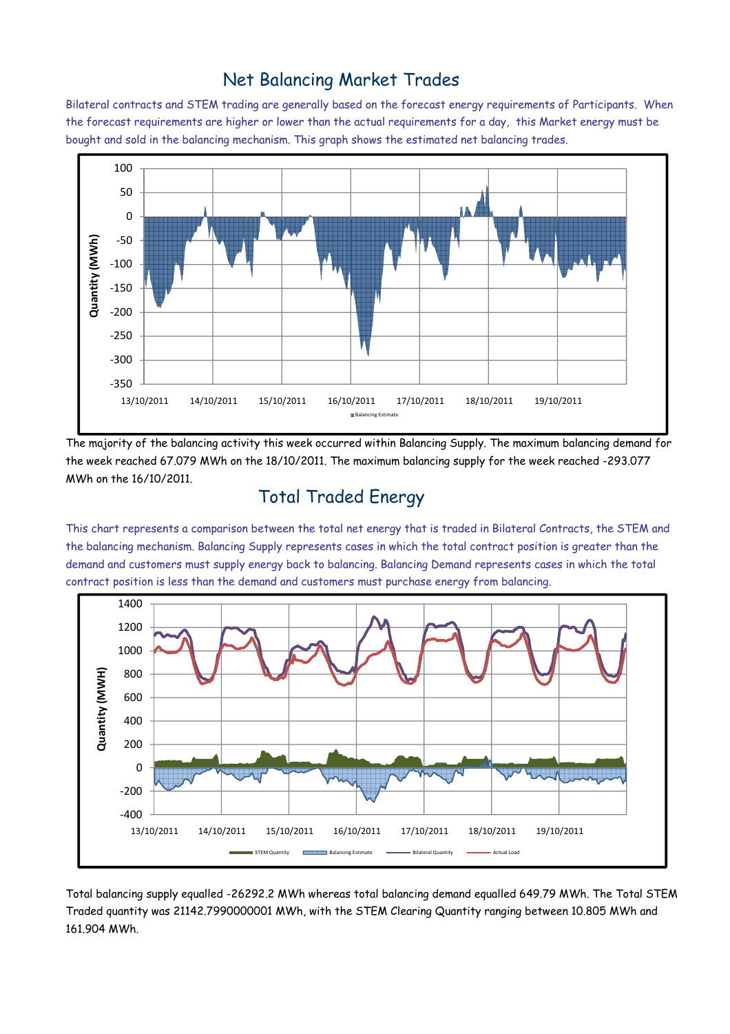# Net Balancing Market Trades

Bilateral contracts and STEM trading are generally based on the forecast energy requirements of Participants. When the forecast requirements are higher or lower than the actual requirements for a day, this Market energy must be bought and sold in the balancing mechanism. This graph shows the estimated net balancing trades.

The majority of the balancing activity this week occurred within Balancing Supply. The maximum balancing demand for the week reached 67.079 MWh on the 18/10/2011. The maximum balancing supply for the week reached -293.077 MWh on the 16/10/2011.

# Total Traded Energy

This chart represents a comparison between the total net energy that is traded in Bilateral Contracts, the STEM and the balancing mechanism. Balancing Supply represents cases in which the total contract position is greater than the demand and customers must supply energy back to balancing. Balancing Demand represents cases in which the total contract position is less than the demand and customers must purchase energy from balancing.

Total balancing supply equalled -26292.2 MWh whereas total balancing demand equalled 649.79 MWh. The Total STEM Traded quantity was 21142.7990000001 MWh, with the STEM Clearing Quantity ranging between 10.805 MWh and 161.904 MWh.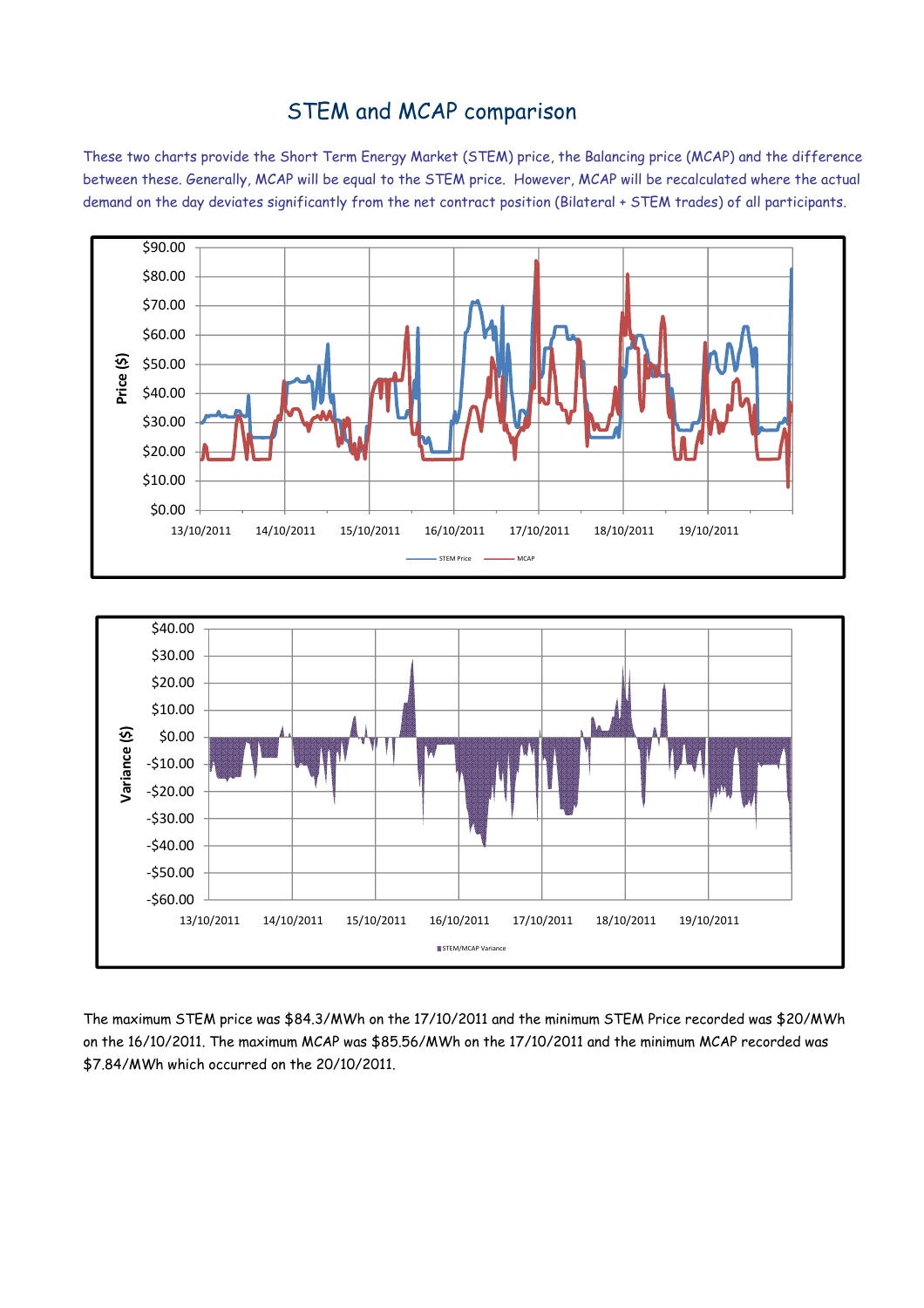# STEM and MCAP comparison

These two charts provide the Short Term Energy Market (STEM) price, the Balancing price (MCAP) and the difference between these. Generally, MCAP will be equal to the STEM price. However, MCAP will be recalculated where the actual demand on the day deviates significantly from the net contract position (Bilateral + STEM trades) of all participants.

Price ($)

$90.00
$80.00
$70.00
$60.00
$50.00
$40.00
$30.00
$20.00
$10.00
$0.00

13/10/2011 14/10/2011 15/10/2011 16/10/2011 17/10/2011 18/10/2011 19/10/2011

STEM Price MCAP

Variance ($)

$40.00
$30.00
$20.00
$10.00
$0.00
-$10.00
-$20.00
-$30.00
-$40.00
-$50.00
-$60.00

13/10/2011 14/10/2011 15/10/2011 16/10/2011 17/10/2011 18/10/2011 19/10/2011

STEM/MCAP Variance

The maximum STEM price was $84.3/MWh on the 17/10/2011 and the minimum STEM Price recorded was $20/MWh on the 16/10/2011. The maximum MCAP was $85.56/MWh on the 17/10/2011 and the minimum MCAP recorded was $7.84/MWh which occurred on the 20/10/2011.